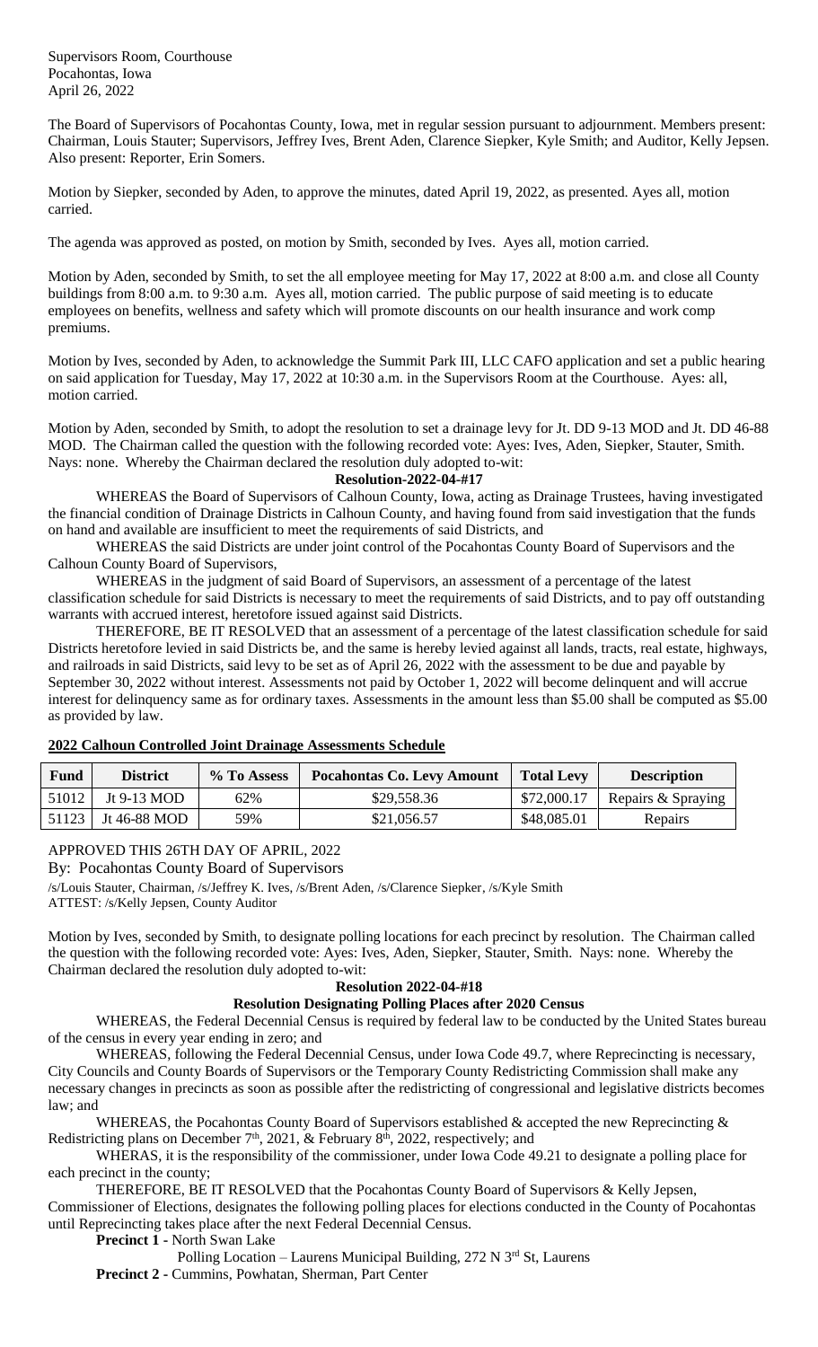Supervisors Room, Courthouse
Pocahontas, Iowa
April 26, 2022

The Board of Supervisors of Pocahontas County, Iowa, met in regular session pursuant to adjournment. Members present: Chairman, Louis Stauter; Supervisors, Jeffrey Ives, Brent Aden, Clarence Siepker, Kyle Smith; and Auditor, Kelly Jepsen. Also present: Reporter, Erin Somers.

Motion by Siepker, seconded by Aden, to approve the minutes, dated April 19, 2022, as presented. Ayes all, motion carried.

The agenda was approved as posted, on motion by Smith, seconded by Ives. Ayes all, motion carried.

Motion by Aden, seconded by Smith, to set the all employee meeting for May 17, 2022 at 8:00 a.m. and close all County buildings from 8:00 a.m. to 9:30 a.m. Ayes all, motion carried. The public purpose of said meeting is to educate employees on benefits, wellness and safety which will promote discounts on our health insurance and work comp premiums.

Motion by Ives, seconded by Aden, to acknowledge the Summit Park III, LLC CAFO application and set a public hearing on said application for Tuesday, May 17, 2022 at 10:30 a.m. in the Supervisors Room at the Courthouse. Ayes: all, motion carried.

Motion by Aden, seconded by Smith, to adopt the resolution to set a drainage levy for Jt. DD 9-13 MOD and Jt. DD 46-88 MOD. The Chairman called the question with the following recorded vote: Ayes: Ives, Aden, Siepker, Stauter, Smith. Nays: none. Whereby the Chairman declared the resolution duly adopted to-wit:

**Resolution-2022-04-#17**

WHEREAS the Board of Supervisors of Calhoun County, Iowa, acting as Drainage Trustees, having investigated the financial condition of Drainage Districts in Calhoun County, and having found from said investigation that the funds on hand and available are insufficient to meet the requirements of said Districts, and

WHEREAS the said Districts are under joint control of the Pocahontas County Board of Supervisors and the Calhoun County Board of Supervisors,

WHEREAS in the judgment of said Board of Supervisors, an assessment of a percentage of the latest classification schedule for said Districts is necessary to meet the requirements of said Districts, and to pay off outstanding warrants with accrued interest, heretofore issued against said Districts.

THEREFORE, BE IT RESOLVED that an assessment of a percentage of the latest classification schedule for said Districts heretofore levied in said Districts be, and the same is hereby levied against all lands, tracts, real estate, highways, and railroads in said Districts, said levy to be set as of April 26, 2022 with the assessment to be due and payable by September 30, 2022 without interest. Assessments not paid by October 1, 2022 will become delinquent and will accrue interest for delinquency same as for ordinary taxes. Assessments in the amount less than $5.00 shall be computed as $5.00 as provided by law.

**2022 Calhoun Controlled Joint Drainage Assessments Schedule**

| Fund | District | % To Assess | Pocahontas Co. Levy Amount | Total Levy | Description |
|---|---|---|---|---|---|
| 51012 | Jt 9-13 MOD | 62% | $29,558.36 | $72,000.17 | Repairs & Spraying |
| 51123 | Jt 46-88 MOD | 59% | $21,056.57 | $48,085.01 | Repairs |

APPROVED THIS 26TH DAY OF APRIL, 2022

By: Pocahontas County Board of Supervisors

/s/Louis Stauter, Chairman, /s/Jeffrey K. Ives, /s/Brent Aden, /s/Clarence Siepker, /s/Kyle Smith
ATTEST: /s/Kelly Jepsen, County Auditor

Motion by Ives, seconded by Smith, to designate polling locations for each precinct by resolution. The Chairman called the question with the following recorded vote: Ayes: Ives, Aden, Siepker, Stauter, Smith. Nays: none. Whereby the Chairman declared the resolution duly adopted to-wit:

**Resolution 2022-04-#18**

**Resolution Designating Polling Places after 2020 Census**

WHEREAS, the Federal Decennial Census is required by federal law to be conducted by the United States bureau of the census in every year ending in zero; and

WHEREAS, following the Federal Decennial Census, under Iowa Code 49.7, where Reprecincting is necessary, City Councils and County Boards of Supervisors or the Temporary County Redistricting Commission shall make any necessary changes in precincts as soon as possible after the redistricting of congressional and legislative districts becomes law; and

WHEREAS, the Pocahontas County Board of Supervisors established & accepted the new Reprecincting & Redistricting plans on December 7th, 2021, & February 8th, 2022, respectively; and

WHERAS, it is the responsibility of the commissioner, under Iowa Code 49.21 to designate a polling place for each precinct in the county;

THEREFORE, BE IT RESOLVED that the Pocahontas County Board of Supervisors & Kelly Jepsen, Commissioner of Elections, designates the following polling places for elections conducted in the County of Pocahontas until Reprecincting takes place after the next Federal Decennial Census.

**Precinct 1 -** North Swan Lake

Polling Location – Laurens Municipal Building, 272 N 3rd St, Laurens

**Precinct 2 -** Cummins, Powhatan, Sherman, Part Center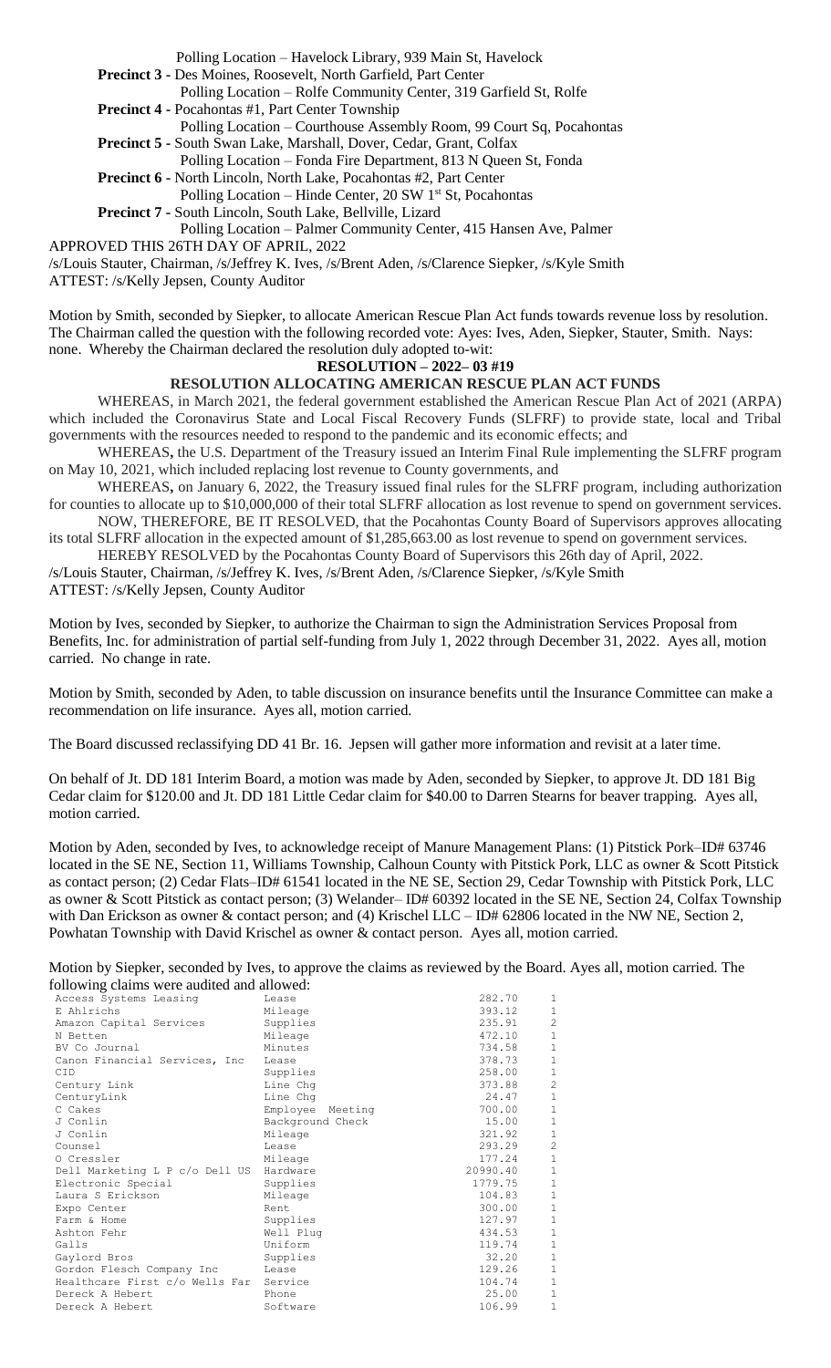Polling Location – Havelock Library, 939 Main St, Havelock

**Precinct 3 -** Des Moines, Roosevelt, North Garfield, Part Center

Polling Location – Rolfe Community Center, 319 Garfield St, Rolfe

**Precinct 4 -** Pocahontas #1, Part Center Township

Polling Location – Courthouse Assembly Room, 99 Court Sq, Pocahontas

**Precinct 5 -** South Swan Lake, Marshall, Dover, Cedar, Grant, Colfax

Polling Location – Fonda Fire Department, 813 N Queen St, Fonda

**Precinct 6 -** North Lincoln, North Lake, Pocahontas #2, Part Center

Polling Location – Hinde Center, 20 SW 1st St, Pocahontas

**Precinct 7 -** South Lincoln, South Lake, Bellville, Lizard

Polling Location – Palmer Community Center, 415 Hansen Ave, Palmer

APPROVED THIS 26TH DAY OF APRIL, 2022

/s/Louis Stauter, Chairman, /s/Jeffrey K. Ives, /s/Brent Aden, /s/Clarence Siepker, /s/Kyle Smith

ATTEST: /s/Kelly Jepsen, County Auditor

Motion by Smith, seconded by Siepker, to allocate American Rescue Plan Act funds towards revenue loss by resolution. The Chairman called the question with the following recorded vote: Ayes: Ives, Aden, Siepker, Stauter, Smith. Nays: none. Whereby the Chairman declared the resolution duly adopted to-wit:

**RESOLUTION – 2022– 03 #19**

**RESOLUTION ALLOCATING AMERICAN RESCUE PLAN ACT FUNDS**

WHEREAS, in March 2021, the federal government established the American Rescue Plan Act of 2021 (ARPA) which included the Coronavirus State and Local Fiscal Recovery Funds (SLFRF) to provide state, local and Tribal governments with the resources needed to respond to the pandemic and its economic effects; and

WHEREAS**,** the U.S. Department of the Treasury issued an Interim Final Rule implementing the SLFRF program on May 10, 2021, which included replacing lost revenue to County governments, and

WHEREAS**,** on January 6, 2022, the Treasury issued final rules for the SLFRF program, including authorization for counties to allocate up to $10,000,000 of their total SLFRF allocation as lost revenue to spend on government services.

NOW, THEREFORE, BE IT RESOLVED, that the Pocahontas County Board of Supervisors approves allocating its total SLFRF allocation in the expected amount of $1,285,663.00 as lost revenue to spend on government services.

HEREBY RESOLVED by the Pocahontas County Board of Supervisors this 26th day of April, 2022.

/s/Louis Stauter, Chairman, /s/Jeffrey K. Ives, /s/Brent Aden, /s/Clarence Siepker, /s/Kyle Smith

ATTEST: /s/Kelly Jepsen, County Auditor

Motion by Ives, seconded by Siepker, to authorize the Chairman to sign the Administration Services Proposal from Benefits, Inc. for administration of partial self-funding from July 1, 2022 through December 31, 2022. Ayes all, motion carried. No change in rate.

Motion by Smith, seconded by Aden, to table discussion on insurance benefits until the Insurance Committee can make a recommendation on life insurance. Ayes all, motion carried.

The Board discussed reclassifying DD 41 Br. 16. Jepsen will gather more information and revisit at a later time.

On behalf of Jt. DD 181 Interim Board, a motion was made by Aden, seconded by Siepker, to approve Jt. DD 181 Big Cedar claim for $120.00 and Jt. DD 181 Little Cedar claim for $40.00 to Darren Stearns for beaver trapping. Ayes all, motion carried.

Motion by Aden, seconded by Ives, to acknowledge receipt of Manure Management Plans: (1) Pitstick Pork–ID# 63746 located in the SE NE, Section 11, Williams Township, Calhoun County with Pitstick Pork, LLC as owner & Scott Pitstick as contact person; (2) Cedar Flats–ID# 61541 located in the NE SE, Section 29, Cedar Township with Pitstick Pork, LLC as owner & Scott Pitstick as contact person; (3) Welander– ID# 60392 located in the SE NE, Section 24, Colfax Township with Dan Erickson as owner & contact person; and (4) Krischel LLC – ID# 62806 located in the NW NE, Section 2, Powhatan Township with David Krischel as owner & contact person. Ayes all, motion carried.

Motion by Siepker, seconded by Ives, to approve the claims as reviewed by the Board. Ayes all, motion carried. The following claims were audited and allowed:

| | | | |
|---|---|---|---|
| Access Systems Leasing | Lease | 282.70 | 1 |
| E Ahlrichs | Mileage | 393.12 | 1 |
| Amazon Capital Services | Supplies | 235.91 | 2 |
| N Betten | Mileage | 472.10 | 1 |
| BV Co Journal | Minutes | 734.58 | 1 |
| Canon Financial Services, Inc | Lease | 378.73 | 1 |
| CID | Supplies | 258.00 | 1 |
| Century Link | Line Chg | 373.88 | 2 |
| CenturyLink | Line Chg | 24.47 | 1 |
| C Cakes | Employee Meeting | 700.00 | 1 |
| J Conlin | Background Check | 15.00 | 1 |
| J Conlin | Mileage | 321.92 | 1 |
| Counsel | Lease | 293.29 | 2 |
| O Cressler | Mileage | 177.24 | 1 |
| Dell Marketing L P c/o Dell US | Hardware | 20990.40 | 1 |
| Electronic Special | Supplies | 1779.75 | 1 |
| Laura S Erickson | Mileage | 104.83 | 1 |
| Expo Center | Rent | 300.00 | 1 |
| Farm & Home | Supplies | 127.97 | 1 |
| Ashton Fehr | Well Plug | 434.53 | 1 |
| Galls | Uniform | 119.74 | 1 |
| Gaylord Bros | Supplies | 32.20 | 1 |
| Gordon Flesch Company Inc | Lease | 129.26 | 1 |
| Healthcare First c/o Wells Far | Service | 104.74 | 1 |
| Dereck A Hebert | Phone | 25.00 | 1 |
| Dereck A Hebert | Software | 106.99 | 1 |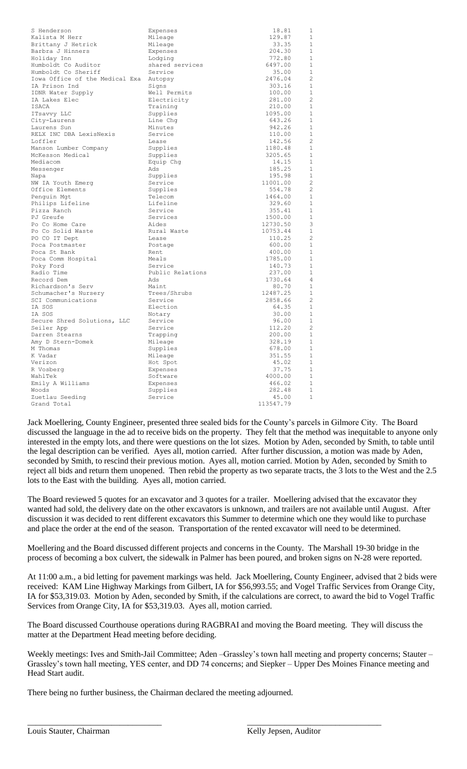| | | | |
|---|---|---|---|
| S Henderson | Expenses | 18.81 | 1 |
| Kalista M Herr | Mileage | 129.87 | 1 |
| Brittany J Hetrick | Mileage | 33.35 | 1 |
| Barbra J Hinners | Expenses | 204.30 | 1 |
| Holiday Inn | Lodging | 772.80 | 1 |
| Humboldt Co Auditor | shared services | 6497.00 | 1 |
| Humboldt Co Sheriff | Service | 35.00 | 1 |
| Iowa Office of the Medical Exa | Autopsy | 2476.04 | 2 |
| IA Prison Ind | Signs | 303.16 | 1 |
| IDNR Water Supply | Well Permits | 100.00 | 1 |
| IA Lakes Elec | Electricity | 281.00 | 2 |
| ISACA | Training | 210.00 | 1 |
| ITsavvy LLC | Supplies | 1095.00 | 1 |
| City-Laurens | Line Chg | 643.26 | 1 |
| Laurens Sun | Minutes | 942.26 | 1 |
| RELX INC DBA LexisNexis | Service | 110.00 | 1 |
| Loffler | Lease | 142.56 | 2 |
| Manson Lumber Company | Supplies | 1180.48 | 1 |
| McKesson Medical | Supplies | 3205.65 | 1 |
| Mediacom | Equip Chg | 14.15 | 1 |
| Messenger | Ads | 185.25 | 1 |
| Napa | Supplies | 195.98 | 1 |
| NW IA Youth Emerg | Service | 11001.00 | 2 |
| Office Elements | Supplies | 554.78 | 2 |
| Penguin Mgt | Telecom | 1464.00 | 1 |
| Philips Lifeline | Lifeline | 329.60 | 1 |
| Pizza Ranch | Service | 355.41 | 1 |
| PJ Greufe | Services | 1500.00 | 1 |
| Po Co Home Care | Aides | 12730.50 | 3 |
| Po Co Solid Waste | Rural Waste | 10753.44 | 1 |
| PO CO IT Dept | Lease | 110.25 | 2 |
| Poca Postmaster | Postage | 600.00 | 1 |
| Poca St Bank | Rent | 400.00 | 1 |
| Poca Comm Hospital | Meals | 1785.00 | 1 |
| Poky Ford | Service | 140.73 | 1 |
| Radio Time | Public Relations | 237.00 | 1 |
| Record Dem | Ads | 1730.64 | 4 |
| Richardson's Serv | Maint | 80.70 | 1 |
| Schumacher's Nursery | Trees/Shrubs | 12487.25 | 1 |
| SCI Communications | Service | 2858.66 | 2 |
| IA SOS | Election | 64.35 | 1 |
| IA SOS | Notary | 30.00 | 1 |
| Secure Shred Solutions, LLC | Service | 96.00 | 1 |
| Seiler App | Service | 112.20 | 2 |
| Darren Stearns | Trapping | 200.00 | 1 |
| Amy D Stern-Domek | Mileage | 328.19 | 1 |
| M Thomas | Supplies | 678.00 | 1 |
| K Vadar | Mileage | 351.55 | 1 |
| Verizon | Hot Spot | 45.02 | 1 |
| R Vosberg | Expenses | 37.75 | 1 |
| WahlTek | Software | 4000.00 | 1 |
| Emily A Williams | Expenses | 466.02 | 1 |
| Woods | Supplies | 282.48 | 1 |
| Zuetlau Seeding | Service | 45.00 | 1 |
| Grand Total | | 113547.79 | |

Jack Moellering, County Engineer, presented three sealed bids for the County's parcels in Gilmore City. The Board discussed the language in the ad to receive bids on the property. They felt that the method was inequitable to anyone only interested in the empty lots, and there were questions on the lot sizes. Motion by Aden, seconded by Smith, to table until the legal description can be verified. Ayes all, motion carried. After further discussion, a motion was made by Aden, seconded by Smith, to rescind their previous motion. Ayes all, motion carried. Motion by Aden, seconded by Smith to reject all bids and return them unopened. Then rebid the property as two separate tracts, the 3 lots to the West and the 2.5 lots to the East with the building. Ayes all, motion carried.

The Board reviewed 5 quotes for an excavator and 3 quotes for a trailer. Moellering advised that the excavator they wanted had sold, the delivery date on the other excavators is unknown, and trailers are not available until August. After discussion it was decided to rent different excavators this Summer to determine which one they would like to purchase and place the order at the end of the season. Transportation of the rented excavator will need to be determined.

Moellering and the Board discussed different projects and concerns in the County. The Marshall 19-30 bridge in the process of becoming a box culvert, the sidewalk in Palmer has been poured, and broken signs on N-28 were reported.

At 11:00 a.m., a bid letting for pavement markings was held. Jack Moellering, County Engineer, advised that 2 bids were received: KAM Line Highway Markings from Gilbert, IA for $56,993.55; and Vogel Traffic Services from Orange City, IA for $53,319.03. Motion by Aden, seconded by Smith, if the calculations are correct, to award the bid to Vogel Traffic Services from Orange City, IA for $53,319.03. Ayes all, motion carried.

The Board discussed Courthouse operations during RAGBRAI and moving the Board meeting. They will discuss the matter at the Department Head meeting before deciding.

Weekly meetings: Ives and Smith-Jail Committee; Aden –Grassley's town hall meeting and property concerns; Stauter – Grassley's town hall meeting, YES center, and DD 74 concerns; and Siepker – Upper Des Moines Finance meeting and Head Start audit.

There being no further business, the Chairman declared the meeting adjourned.

\_\_\_\_\_\_\_\_\_\_\_\_\_\_\_\_\_\_\_\_\_\_\_\_\_\_\_\_\_\_\_\_ \_\_\_\_\_\_\_\_\_\_\_\_\_\_\_\_\_\_\_\_\_\_\_\_\_\_\_\_\_\_\_\_

Louis Stauter, Chairman Kelly Jepsen, Auditor